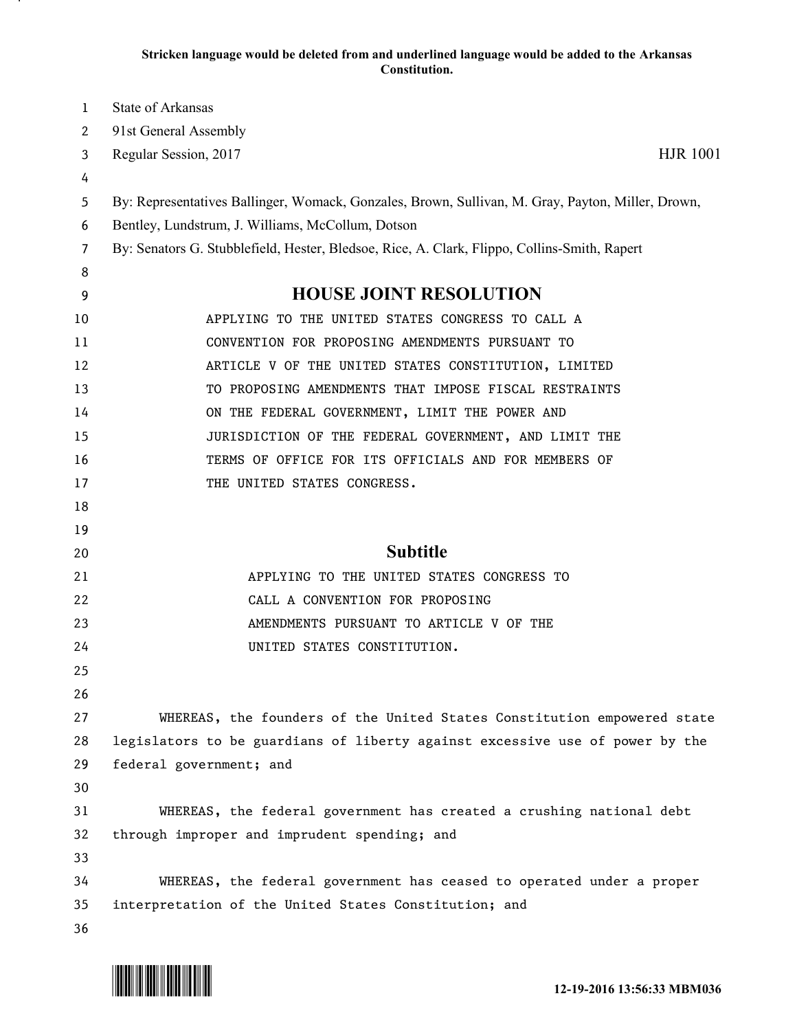**Stricken language would be deleted from and underlined language would be added to the Arkansas Constitution.**

State of Arkansas
91st General Assembly
Regular Session, 2017 HJR 1001

By: Representatives Ballinger, Womack, Gonzales, Brown, Sullivan, M. Gray, Payton, Miller, Drown, Bentley, Lundstrum, J. Williams, McCollum, Dotson
By: Senators G. Stubblefield, Hester, Bledsoe, Rice, A. Clark, Flippo, Collins-Smith, Rapert

# HOUSE JOINT RESOLUTION

APPLYING TO THE UNITED STATES CONGRESS TO CALL A CONVENTION FOR PROPOSING AMENDMENTS PURSUANT TO ARTICLE V OF THE UNITED STATES CONSTITUTION, LIMITED TO PROPOSING AMENDMENTS THAT IMPOSE FISCAL RESTRAINTS ON THE FEDERAL GOVERNMENT, LIMIT THE POWER AND JURISDICTION OF THE FEDERAL GOVERNMENT, AND LIMIT THE TERMS OF OFFICE FOR ITS OFFICIALS AND FOR MEMBERS OF THE UNITED STATES CONGRESS.

## Subtitle

APPLYING TO THE UNITED STATES CONGRESS TO CALL A CONVENTION FOR PROPOSING AMENDMENTS PURSUANT TO ARTICLE V OF THE UNITED STATES CONSTITUTION.

WHEREAS, the founders of the United States Constitution empowered state legislators to be guardians of liberty against excessive use of power by the federal government; and

WHEREAS, the federal government has created a crushing national debt through improper and imprudent spending; and

WHEREAS, the federal government has ceased to operated under a proper interpretation of the United States Constitution; and

12-19-2016 13:56:33 MBM036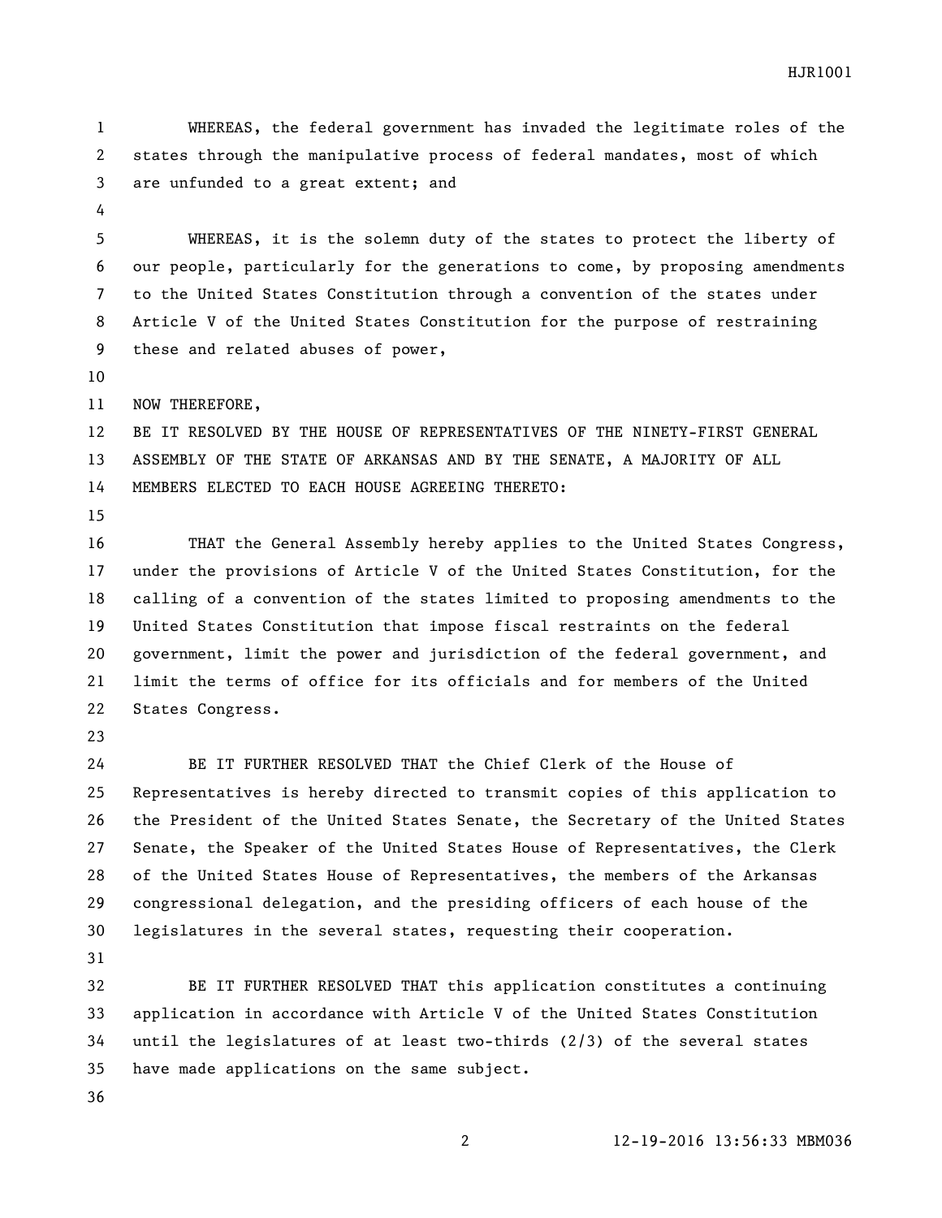WHEREAS, the federal government has invaded the legitimate roles of the states through the manipulative process of federal mandates, most of which are unfunded to a great extent; and

WHEREAS, it is the solemn duty of the states to protect the liberty of our people, particularly for the generations to come, by proposing amendments to the United States Constitution through a convention of the states under Article V of the United States Constitution for the purpose of restraining these and related abuses of power,

NOW THEREFORE,

BE IT RESOLVED BY THE HOUSE OF REPRESENTATIVES OF THE NINETY-FIRST GENERAL ASSEMBLY OF THE STATE OF ARKANSAS AND BY THE SENATE, A MAJORITY OF ALL MEMBERS ELECTED TO EACH HOUSE AGREEING THERETO:

THAT the General Assembly hereby applies to the United States Congress, under the provisions of Article V of the United States Constitution, for the calling of a convention of the states limited to proposing amendments to the United States Constitution that impose fiscal restraints on the federal government, limit the power and jurisdiction of the federal government, and limit the terms of office for its officials and for members of the United States Congress.

BE IT FURTHER RESOLVED THAT the Chief Clerk of the House of Representatives is hereby directed to transmit copies of this application to the President of the United States Senate, the Secretary of the United States Senate, the Speaker of the United States House of Representatives, the Clerk of the United States House of Representatives, the members of the Arkansas congressional delegation, and the presiding officers of each house of the legislatures in the several states, requesting their cooperation.

BE IT FURTHER RESOLVED THAT this application constitutes a continuing application in accordance with Article V of the United States Constitution until the legislatures of at least two-thirds (2/3) of the several states have made applications on the same subject.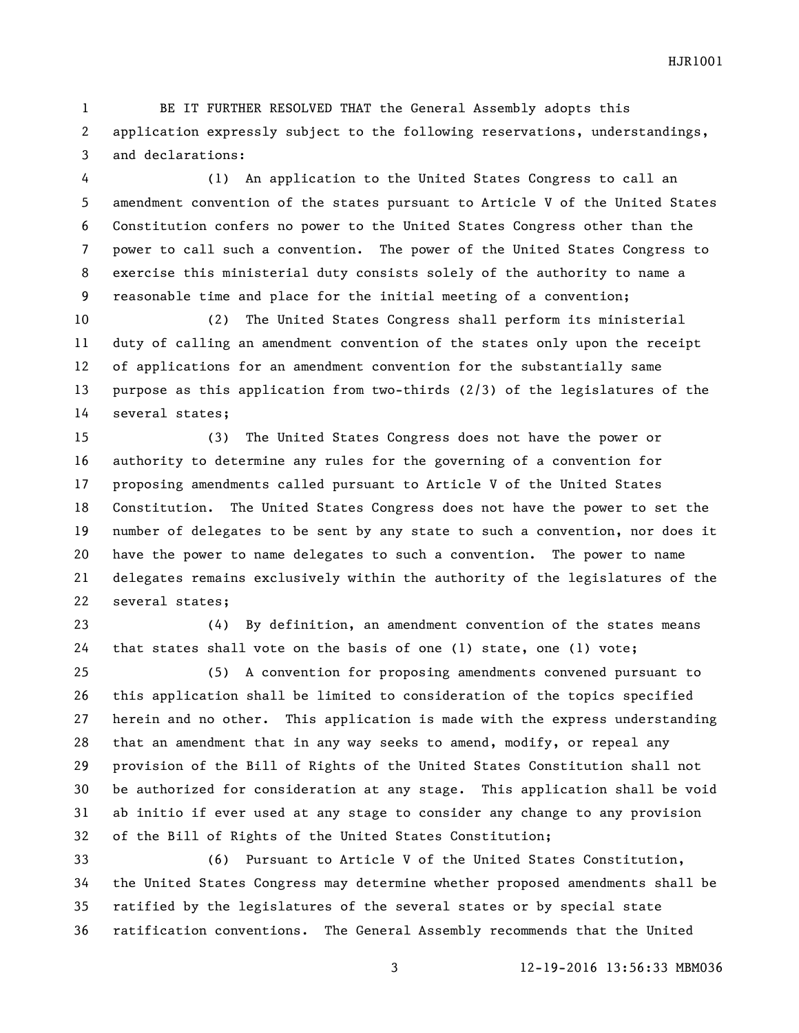BE IT FURTHER RESOLVED THAT the General Assembly adopts this application expressly subject to the following reservations, understandings, and declarations:

(1) An application to the United States Congress to call an amendment convention of the states pursuant to Article V of the United States Constitution confers no power to the United States Congress other than the power to call such a convention. The power of the United States Congress to exercise this ministerial duty consists solely of the authority to name a reasonable time and place for the initial meeting of a convention;

(2) The United States Congress shall perform its ministerial duty of calling an amendment convention of the states only upon the receipt of applications for an amendment convention for the substantially same purpose as this application from two-thirds (2/3) of the legislatures of the several states;

(3) The United States Congress does not have the power or authority to determine any rules for the governing of a convention for proposing amendments called pursuant to Article V of the United States Constitution. The United States Congress does not have the power to set the number of delegates to be sent by any state to such a convention, nor does it have the power to name delegates to such a convention. The power to name delegates remains exclusively within the authority of the legislatures of the several states;

(4) By definition, an amendment convention of the states means that states shall vote on the basis of one (1) state, one (1) vote;

(5) A convention for proposing amendments convened pursuant to this application shall be limited to consideration of the topics specified herein and no other. This application is made with the express understanding that an amendment that in any way seeks to amend, modify, or repeal any provision of the Bill of Rights of the United States Constitution shall not be authorized for consideration at any stage. This application shall be void ab initio if ever used at any stage to consider any change to any provision of the Bill of Rights of the United States Constitution;

(6) Pursuant to Article V of the United States Constitution, the United States Congress may determine whether proposed amendments shall be ratified by the legislatures of the several states or by special state ratification conventions. The General Assembly recommends that the United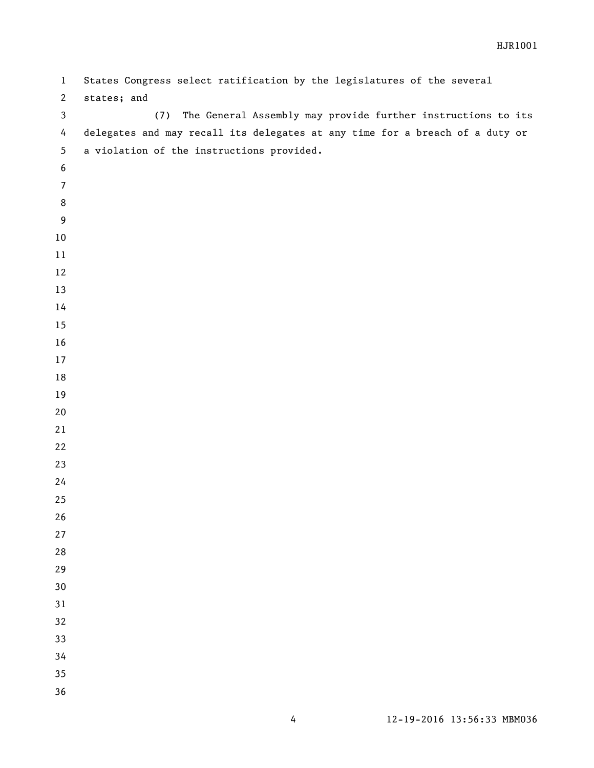States Congress select ratification by the legislatures of the several states; and

(7) The General Assembly may provide further instructions to its delegates and may recall its delegates at any time for a breach of a duty or a violation of the instructions provided.